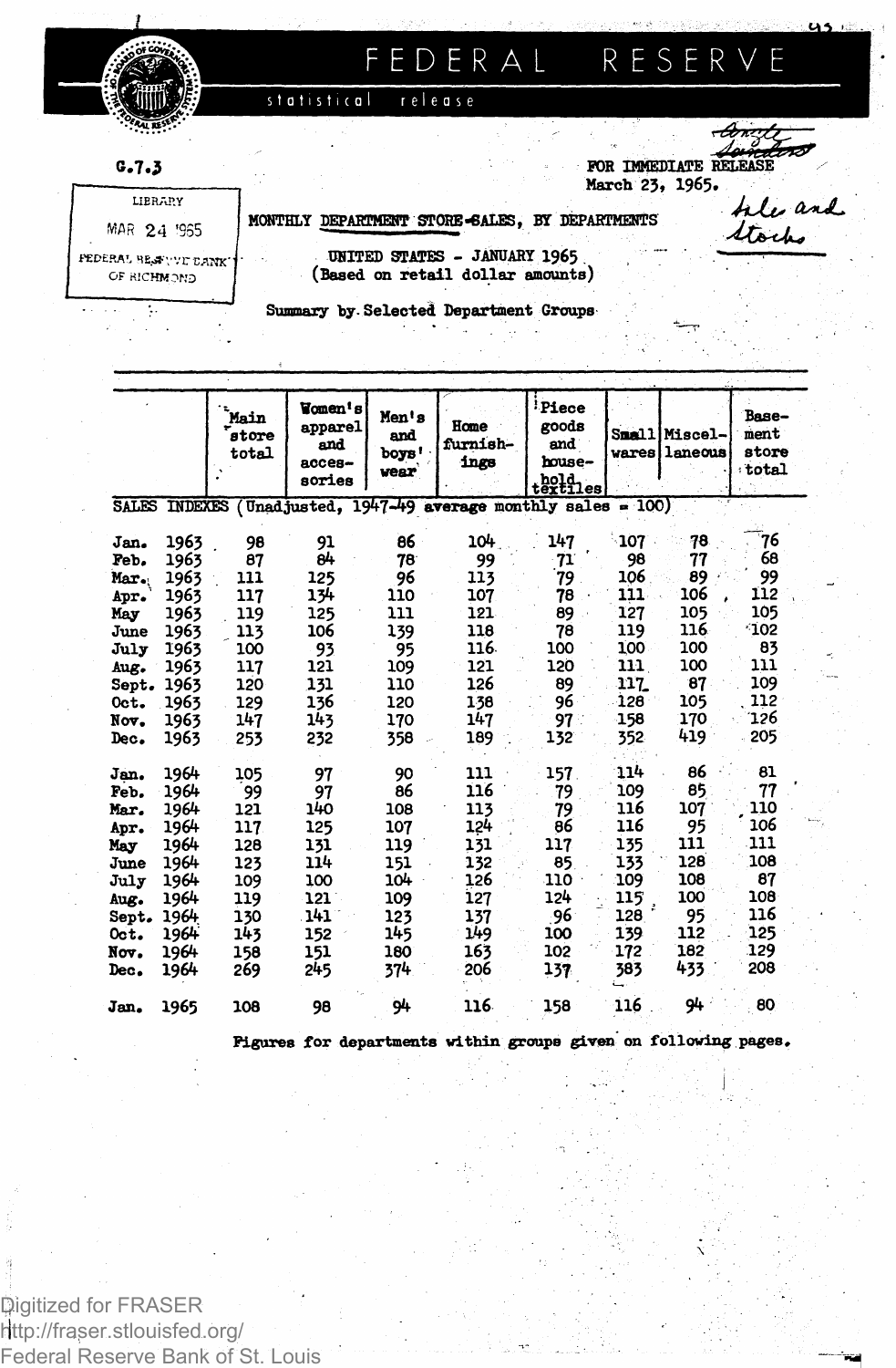# FEDERAL RESERVE

statistical release

G.7.3

FOR IMMEDIATE RELEASE
March 23, 1965.

LIBRARY
MAR 24 1965
FEDERAL RESERVE BANK OF RICHMOND

MONTHLY DEPARTMENT STORE SALES, BY DEPARTMENTS

UNITED STATES - JANUARY 1965
(Based on retail dollar amounts)

Summary by Selected Department Groups

| | Main store total | Women's apparel and accessories | Men's and boys' wear | Home furnishings | Piece goods and household textiles | Small wares | Miscellaneous | Basement store total |
|---|---|---|---|---|---|---|---|---|
| SALES INDEXES (Unadjusted, 1947-49 average monthly sales = 100) | | | | | | | | |
| Jan. 1963 | 98 | 91 | 86 | 104 | 147 | 107 | 78 | 76 |
| Feb. 1963 | 87 | 84 | 78 | 99 | 71 | 98 | 77 | 68 |
| Mar. 1963 | 111 | 125 | 96 | 113 | 79 | 106 | 89 | 99 |
| Apr. 1963 | 117 | 134 | 110 | 107 | 78 | 111 | 106 | 112 |
| May 1963 | 119 | 125 | 111 | 121 | 89 | 127 | 105 | 105 |
| June 1963 | 113 | 106 | 139 | 118 | 78 | 119 | 116 | 102 |
| July 1963 | 100 | 93 | 95 | 116 | 100 | 100 | 100 | 83 |
| Aug. 1963 | 117 | 121 | 109 | 121 | 120 | 111 | 100 | 111 |
| Sept. 1963 | 120 | 131 | 110 | 126 | 89 | 117 | 87 | 109 |
| Oct. 1963 | 129 | 136 | 120 | 138 | 96 | 128 | 105 | 112 |
| Nov. 1963 | 147 | 143 | 170 | 147 | 97 | 158 | 170 | 126 |
| Dec. 1963 | 253 | 232 | 358 | 189 | 132 | 352 | 419 | 205 |
| Jan. 1964 | 105 | 97 | 90 | 111 | 157 | 114 | 86 | 81 |
| Feb. 1964 | 99 | 97 | 86 | 116 | 79 | 109 | 85 | 77 |
| Mar. 1964 | 121 | 140 | 108 | 113 | 79 | 116 | 107 | 110 |
| Apr. 1964 | 117 | 125 | 107 | 124 | 86 | 116 | 95 | 106 |
| May 1964 | 128 | 131 | 119 | 131 | 117 | 135 | 111 | 111 |
| June 1964 | 123 | 114 | 151 | 132 | 85 | 133 | 128 | 108 |
| July 1964 | 109 | 100 | 104 | 126 | 110 | 109 | 108 | 87 |
| Aug. 1964 | 119 | 121 | 109 | 127 | 124 | 115 | 100 | 108 |
| Sept. 1964 | 130 | 141 | 123 | 137 | 96 | 128 | 95 | 116 |
| Oct. 1964 | 143 | 152 | 145 | 149 | 100 | 139 | 112 | 125 |
| Nov. 1964 | 158 | 151 | 180 | 163 | 102 | 172 | 182 | 129 |
| Dec. 1964 | 269 | 245 | 374 | 206 | 137 | 383 | 433 | 208 |
| Jan. 1965 | 108 | 98 | 94 | 116 | 158 | 116 | 94 | 80 |

Figures for departments within groups given on following pages.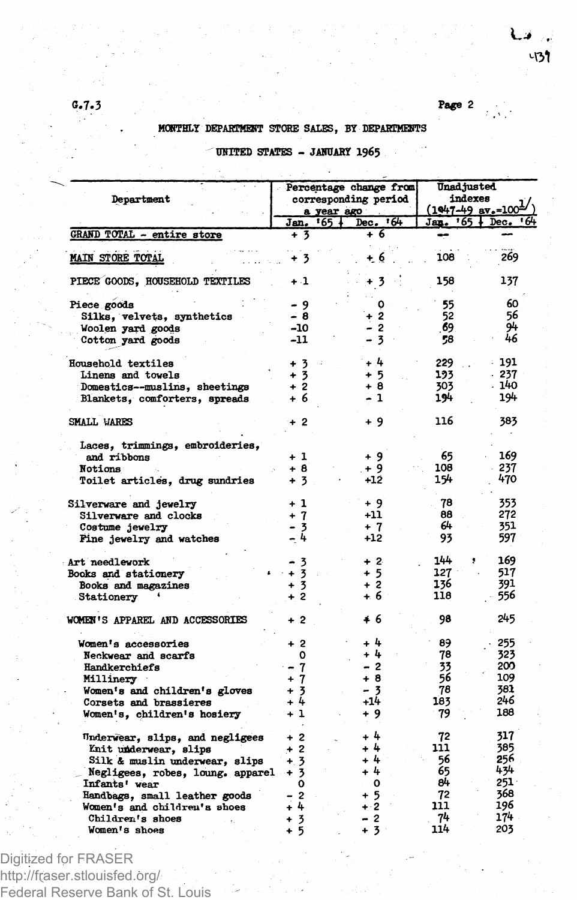G.7.3

MONTHLY DEPARTMENT STORE SALES, BY DEPARTMENTS

UNITED STATES - JANUARY 1965

| Department | Percentage change from corresponding period a year ago | | Unadjusted indexes (1947-49 av.=100[1]) | |
|---|---|---|---|---|
| | Jan. '65 | Dec. '64 | Jan. '65 | Dec. '64 |
| GRAND TOTAL - entire store | + 3 | + 6 | -- | -- |
| MAIN STORE TOTAL | + 3 | + 6 | 108 | 269 |
| PIECE GOODS, HOUSEHOLD TEXTILES | + 1 | + 3 | 158 | 137 |
| Piece goods | - 9 | 0 | 55 | 60 |
| Silks, velvets, synthetics | - 8 | + 2 | 52 | 56 |
| Woolen yard goods | -10 | - 2 | 69 | 94 |
| Cotton yard goods | -11 | - 3 | 58 | 46 |
| Household textiles | + 3 | + 4 | 229 | 191 |
| Linens and towels | + 3 | + 5 | 193 | 237 |
| Domestics--muslins, sheetings | + 2 | + 8 | 303 | 140 |
| Blankets, comforters, spreads | + 6 | - 1 | 194 | 194 |
| SMALL WARES | + 2 | + 9 | 116 | 383 |
| Laces, trimmings, embroideries, and ribbons | + 1 | + 9 | 65 | 169 |
| Notions | + 8 | + 9 | 108 | 237 |
| Toilet articles, drug sundries | + 3 | +12 | 154 | 470 |
| Silverware and jewelry | + 1 | + 9 | 78 | 353 |
| Silverware and clocks | + 7 | +11 | 88 | 272 |
| Costume jewelry | - 3 | + 7 | 64 | 351 |
| Fine jewelry and watches | - 4 | +12 | 93 | 597 |
| Art needlework | - 3 | + 2 | 144 | 169 |
| Books and stationery | + 3 | + 5 | 127 | 517 |
| Books and magazines | + 3 | + 2 | 136 | 391 |
| Stationery | + 2 | + 6 | 118 | 556 |
| WOMEN'S APPAREL AND ACCESSORIES | + 2 | + 6 | 98 | 245 |
| Women's accessories | + 2 | + 4 | 89 | 255 |
| Neckwear and scarfs | 0 | + 4 | 78 | 323 |
| Handkerchiefs | - 7 | - 2 | 33 | 200 |
| Millinery | + 7 | + 8 | 56 | 109 |
| Women's and children's gloves | + 3 | - 3 | 78 | 381 |
| Corsets and brassieres | + 4 | +14 | 183 | 246 |
| Women's, children's hosiery | + 1 | + 9 | 79 | 188 |
| Underwear, slips, and negligees | + 2 | + 4 | 72 | 317 |
| Knit underwear, slips | + 2 | + 4 | 111 | 385 |
| Silk & muslin underwear, slips | + 3 | + 4 | 56 | 256 |
| Negligees, robes, loung. apparel | + 3 | + 4 | 65 | 434 |
| Infants' wear | 0 | 0 | 84 | 251 |
| Handbags, small leather goods | - 2 | + 5 | 72 | 368 |
| Women's and children's shoes | + 4 | + 2 | 111 | 196 |
| Children's shoes | + 3 | - 2 | 74 | 174 |
| Women's shoes | + 5 | + 3 | 114 | 203 |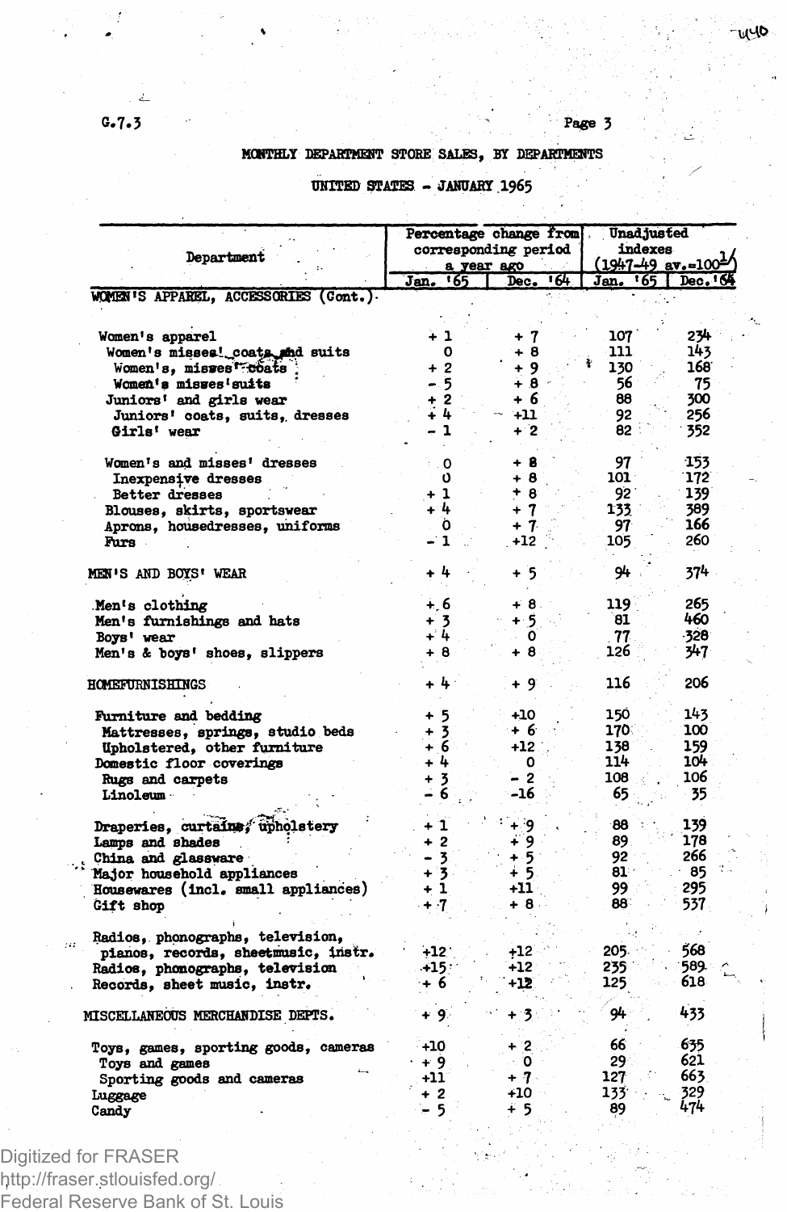G.7.3

## MONTHLY DEPARTMENT STORE SALES, BY DEPARTMENTS

### UNITED STATES - JANUARY 1965

| Department | Percentage change from corresponding period a year ago | | Unadjusted indexes (1947-49 av.=100[1]) | |
|---|---|---|---|---|
| | Jan. '65 | Dec. '64 | Jan. '65 | Dec. '64 |
| WOMEN'S APPAREL, ACCESSORIES (Cont.) | | | | |
| Women's apparel | + 1 | + 7 | 107 | 234 |
| Women's misses' coats and suits | 0 | + 8 | 111 | 143 |
| Women's, misses' coats | + 2 | + 9 | 130 | 168 |
| Women's misses' suits | - 5 | + 8 | 56 | 75 |
| Juniors' and girls wear | + 2 | + 6 | 88 | 300 |
| Juniors' coats, suits, dresses | + 4 | +11 | 92 | 256 |
| Girls' wear | - 1 | + 2 | 82 | 352 |
| Women's and misses' dresses | 0 | + 8 | 97 | 153 |
| Inexpensive dresses | 0 | + 8 | 101 | 172 |
| Better dresses | + 1 | + 8 | 92 | 139 |
| Blouses, skirts, sportswear | + 4 | + 7 | 133 | 389 |
| Aprons, housedresses, uniforms | 0 | + 7 | 97 | 166 |
| Furs | - 1 | +12 | 105 | 260 |
| MEN'S AND BOYS' WEAR | + 4 | + 5 | 94 | 374 |
| Men's clothing | + 6 | + 8 | 119 | 265 |
| Men's furnishings and hats | + 3 | + 5 | 81 | 460 |
| Boys' wear | + 4 | 0 | 77 | 328 |
| Men's & boys' shoes, slippers | + 8 | + 8 | 126 | 347 |
| HOMEFURNISHINGS | + 4 | + 9 | 116 | 206 |
| Furniture and bedding | + 5 | +10 | 150 | 143 |
| Mattresses, springs, studio beds | + 3 | + 6 | 170 | 100 |
| Upholstered, other furniture | + 6 | +12 | 138 | 159 |
| Domestic floor coverings | + 4 | 0 | 114 | 104 |
| Rugs and carpets | + 3 | - 2 | 108 | 106 |
| Linoleum | - 6 | -16 | 65 | 35 |
| Draperies, curtains, upholstery | + 1 | + 9 | 88 | 139 |
| Lamps and shades | + 2 | + 9 | 89 | 178 |
| China and glassware | - 3 | + 5 | 92 | 266 |
| Major household appliances | + 3 | + 5 | 81 | 85 |
| Housewares (incl. small appliances) | + 1 | +11 | 99 | 295 |
| Gift shop | + 7 | + 8 | 88 | 537 |
| Radios, phonographs, television, pianos, records, sheetmusic, instr. | +12 | +12 | 205 | 568 |
| Radios, phonographs, television | +15 | +12 | 235 | 589 |
| Records, sheet music, instr. | + 6 | +12 | 125 | 618 |
| MISCELLANEOUS MERCHANDISE DEPTS. | + 9 | + 3 | 94 | 433 |
| Toys, games, sporting goods, cameras | +10 | + 2 | 66 | 635 |
| Toys and games | + 9 | 0 | 29 | 621 |
| Sporting goods and cameras | +11 | + 7 | 127 | 663 |
| Luggage | + 2 | +10 | 133 | 329 |
| Candy | - 5 | + 5 | 89 | 474 |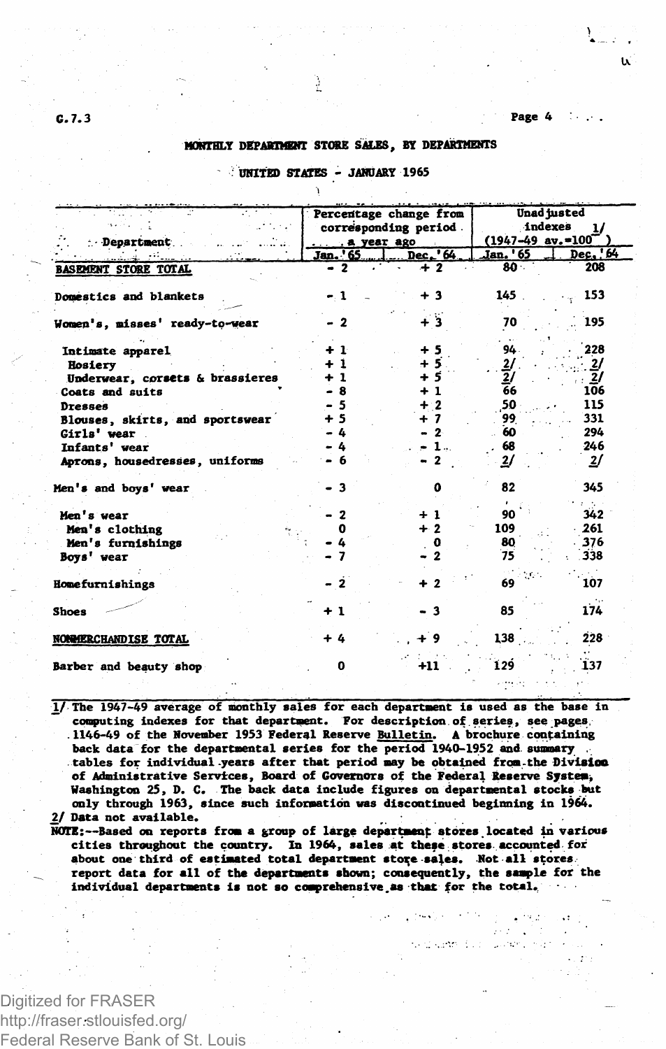C.7.3

## MONTHLY DEPARTMENT STORE SALES, BY DEPARTMENTS

### UNITED STATES - JANUARY 1965

| Department | Percentage change from corresponding period a year ago | | Unadjusted indexes 1/ (1947-49 av.=100) | |
|---|---|---|---|---|
| | Jan.'65 | Dec.'64 | Jan.'65 | Dec.'64 |
| BASEMENT STORE TOTAL | - 2 | + 2 | 80 | 208 |
| Domestics and blankets | - 1 | + 3 | 145 | 153 |
| Women's, misses' ready-to-wear | - 2 | + 3 | 70 | 195 |
| Intimate apparel | + 1 | + 5 | 94 | 228 |
| Hosiery | + 1 | + 5 | 2/ | 2/ |
| Underwear, corsets & brassieres | + 1 | + 5 | 2/ | 2/ |
| Coats and suits | - 8 | + 1 | 66 | 106 |
| Dresses | - 5 | + 2 | 50 | 115 |
| Blouses, skirts, and sportswear | + 5 | + 7 | 99 | 331 |
| Girls' wear | - 4 | - 2 | 60 | 294 |
| Infants' wear | - 4 | - 1 | 68 | 246 |
| Aprons, housedresses, uniforms | - 6 | - 2 | 2/ | 2/ |
| Men's and boys' wear | - 3 | 0 | 82 | 345 |
| Men's wear | - 2 | + 1 | 90 | 342 |
| Men's clothing | 0 | + 2 | 109 | 261 |
| Men's furnishings | - 4 | 0 | 80 | 376 |
| Boys' wear | - 7 | - 2 | 75 | 338 |
| Homefurnishings | - 2 | + 2 | 69 | 107 |
| Shoes | + 1 | - 3 | 85 | 174 |
| NONMERCHANDISE TOTAL | + 4 | + 9 | 138 | 228 |
| Barber and beauty shop | 0 | +11 | 129 | 137 |

1/ The 1947-49 average of monthly sales for each department is used as the base in computing indexes for that department. For description of series, see pages 1146-49 of the November 1953 Federal Reserve Bulletin. A brochure containing back data for the departmental series for the period 1940-1952 and summary tables for individual years after that period may be obtained from the Division of Administrative Services, Board of Governors of the Federal Reserve System, Washington 25, D. C. The back data include figures on departmental stocks but only through 1963, since such information was discontinued beginning in 1964.

2/ Data not available.

NOTE:--Based on reports from a group of large department stores located in various cities throughout the country. In 1964, sales at these stores accounted for about one third of estimated total department store sales. Not all stores report data for all of the departments shown; consequently, the sample for the individual departments is not so comprehensive as that for the total.